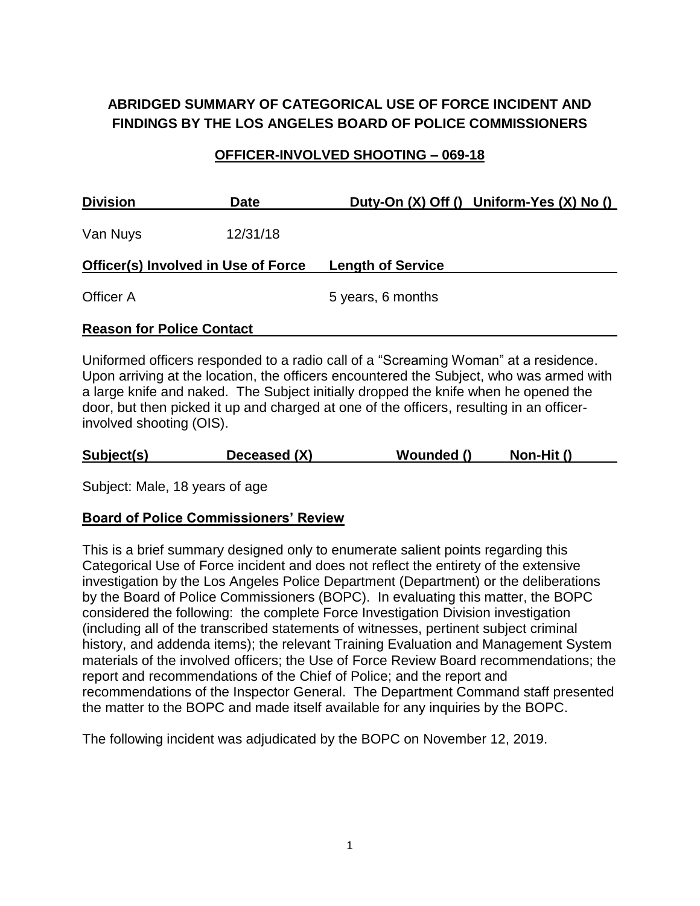# ABRIDGED SUMMARY OF CATEGORICAL USE OF FORCE INCIDENT AND FINDINGS BY THE LOS ANGELES BOARD OF POLICE COMMISSIONERS

## OFFICER-INVOLVED SHOOTING – 069-18

| Division | Date | Duty-On (X) Off () | Uniform-Yes (X) No () |
|---|---|---|---|
| Van Nuys | 12/31/18 | | |

| Officer(s) Involved in Use of Force | Length of Service |
|---|---|
| Officer A | 5 years, 6 months |

**Reason for Police Contact**

Uniformed officers responded to a radio call of a "Screaming Woman" at a residence. Upon arriving at the location, the officers encountered the Subject, who was armed with a large knife and naked. The Subject initially dropped the knife when he opened the door, but then picked it up and charged at one of the officers, resulting in an officer-involved shooting (OIS).

| Subject(s) | Deceased (X) | Wounded () | Non-Hit () |
|---|---|---|---|

Subject: Male, 18 years of age

**Board of Police Commissioners' Review**

This is a brief summary designed only to enumerate salient points regarding this Categorical Use of Force incident and does not reflect the entirety of the extensive investigation by the Los Angeles Police Department (Department) or the deliberations by the Board of Police Commissioners (BOPC). In evaluating this matter, the BOPC considered the following: the complete Force Investigation Division investigation (including all of the transcribed statements of witnesses, pertinent subject criminal history, and addenda items); the relevant Training Evaluation and Management System materials of the involved officers; the Use of Force Review Board recommendations; the report and recommendations of the Chief of Police; and the report and recommendations of the Inspector General. The Department Command staff presented the matter to the BOPC and made itself available for any inquiries by the BOPC.

The following incident was adjudicated by the BOPC on November 12, 2019.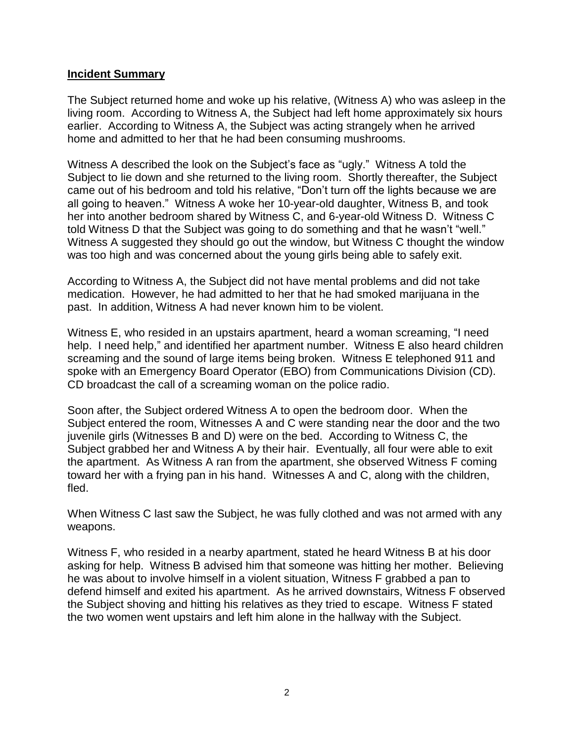**Incident Summary**

The Subject returned home and woke up his relative, (Witness A) who was asleep in the living room. According to Witness A, the Subject had left home approximately six hours earlier. According to Witness A, the Subject was acting strangely when he arrived home and admitted to her that he had been consuming mushrooms.

Witness A described the look on the Subject's face as "ugly." Witness A told the Subject to lie down and she returned to the living room. Shortly thereafter, the Subject came out of his bedroom and told his relative, "Don't turn off the lights because we are all going to heaven." Witness A woke her 10-year-old daughter, Witness B, and took her into another bedroom shared by Witness C, and 6-year-old Witness D. Witness C told Witness D that the Subject was going to do something and that he wasn't "well." Witness A suggested they should go out the window, but Witness C thought the window was too high and was concerned about the young girls being able to safely exit.

According to Witness A, the Subject did not have mental problems and did not take medication. However, he had admitted to her that he had smoked marijuana in the past. In addition, Witness A had never known him to be violent.

Witness E, who resided in an upstairs apartment, heard a woman screaming, "I need help. I need help," and identified her apartment number. Witness E also heard children screaming and the sound of large items being broken. Witness E telephoned 911 and spoke with an Emergency Board Operator (EBO) from Communications Division (CD). CD broadcast the call of a screaming woman on the police radio.

Soon after, the Subject ordered Witness A to open the bedroom door. When the Subject entered the room, Witnesses A and C were standing near the door and the two juvenile girls (Witnesses B and D) were on the bed. According to Witness C, the Subject grabbed her and Witness A by their hair. Eventually, all four were able to exit the apartment. As Witness A ran from the apartment, she observed Witness F coming toward her with a frying pan in his hand. Witnesses A and C, along with the children, fled.

When Witness C last saw the Subject, he was fully clothed and was not armed with any weapons.

Witness F, who resided in a nearby apartment, stated he heard Witness B at his door asking for help. Witness B advised him that someone was hitting her mother. Believing he was about to involve himself in a violent situation, Witness F grabbed a pan to defend himself and exited his apartment. As he arrived downstairs, Witness F observed the Subject shoving and hitting his relatives as they tried to escape. Witness F stated the two women went upstairs and left him alone in the hallway with the Subject.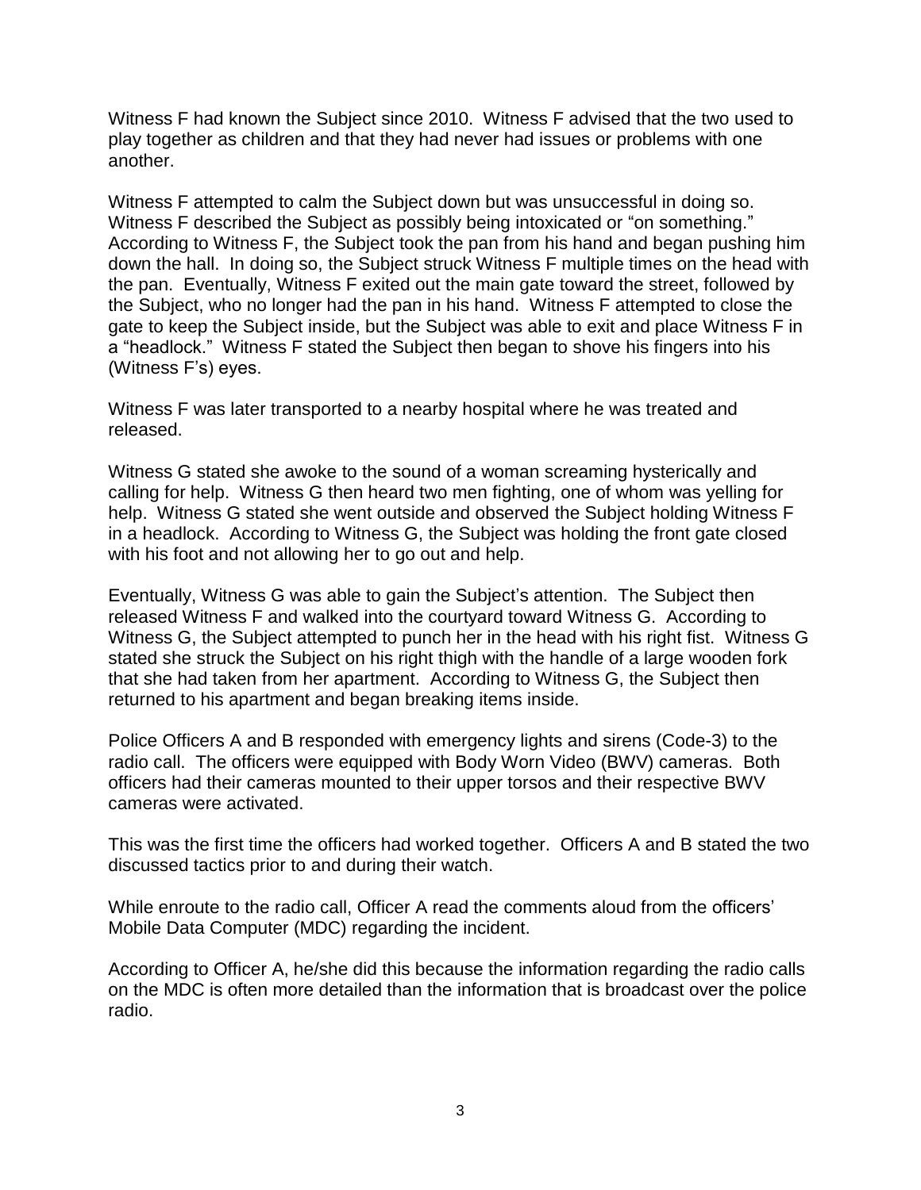Witness F had known the Subject since 2010. Witness F advised that the two used to play together as children and that they had never had issues or problems with one another.

Witness F attempted to calm the Subject down but was unsuccessful in doing so. Witness F described the Subject as possibly being intoxicated or "on something." According to Witness F, the Subject took the pan from his hand and began pushing him down the hall. In doing so, the Subject struck Witness F multiple times on the head with the pan. Eventually, Witness F exited out the main gate toward the street, followed by the Subject, who no longer had the pan in his hand. Witness F attempted to close the gate to keep the Subject inside, but the Subject was able to exit and place Witness F in a "headlock." Witness F stated the Subject then began to shove his fingers into his (Witness F's) eyes.

Witness F was later transported to a nearby hospital where he was treated and released.

Witness G stated she awoke to the sound of a woman screaming hysterically and calling for help. Witness G then heard two men fighting, one of whom was yelling for help. Witness G stated she went outside and observed the Subject holding Witness F in a headlock. According to Witness G, the Subject was holding the front gate closed with his foot and not allowing her to go out and help.

Eventually, Witness G was able to gain the Subject's attention. The Subject then released Witness F and walked into the courtyard toward Witness G. According to Witness G, the Subject attempted to punch her in the head with his right fist. Witness G stated she struck the Subject on his right thigh with the handle of a large wooden fork that she had taken from her apartment. According to Witness G, the Subject then returned to his apartment and began breaking items inside.

Police Officers A and B responded with emergency lights and sirens (Code-3) to the radio call. The officers were equipped with Body Worn Video (BWV) cameras. Both officers had their cameras mounted to their upper torsos and their respective BWV cameras were activated.

This was the first time the officers had worked together. Officers A and B stated the two discussed tactics prior to and during their watch.

While enroute to the radio call, Officer A read the comments aloud from the officers' Mobile Data Computer (MDC) regarding the incident.

According to Officer A, he/she did this because the information regarding the radio calls on the MDC is often more detailed than the information that is broadcast over the police radio.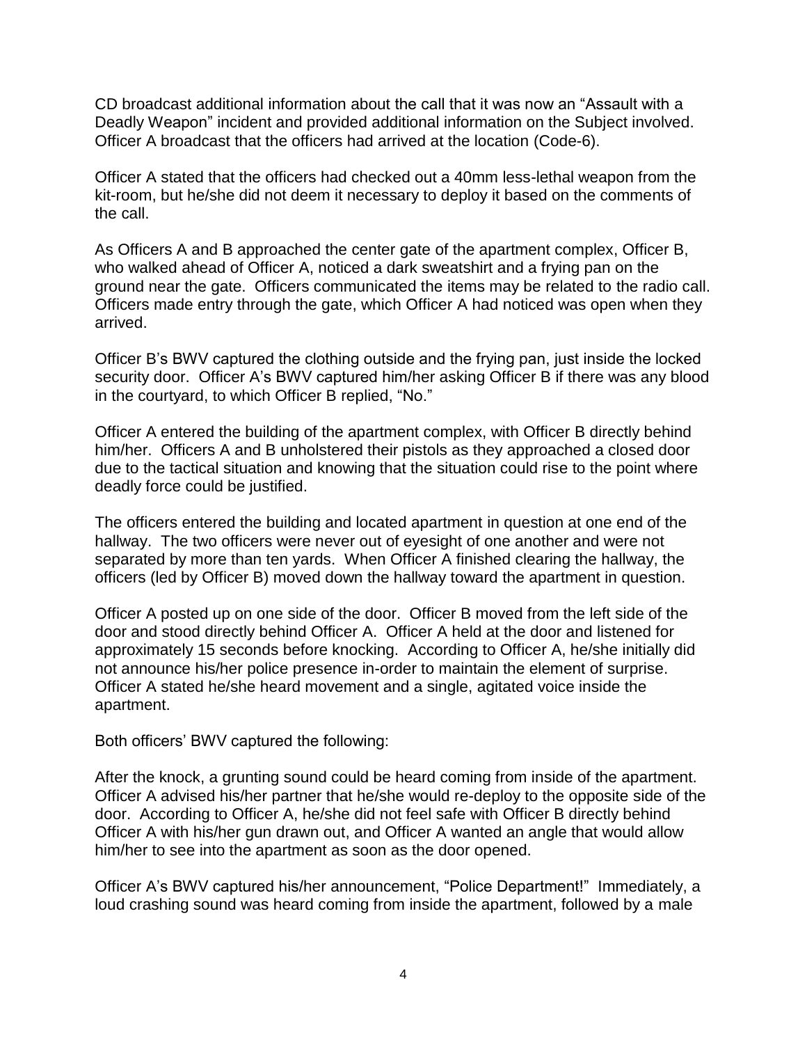CD broadcast additional information about the call that it was now an "Assault with a Deadly Weapon" incident and provided additional information on the Subject involved. Officer A broadcast that the officers had arrived at the location (Code-6).

Officer A stated that the officers had checked out a 40mm less-lethal weapon from the kit-room, but he/she did not deem it necessary to deploy it based on the comments of the call.

As Officers A and B approached the center gate of the apartment complex, Officer B, who walked ahead of Officer A, noticed a dark sweatshirt and a frying pan on the ground near the gate. Officers communicated the items may be related to the radio call. Officers made entry through the gate, which Officer A had noticed was open when they arrived.

Officer B's BWV captured the clothing outside and the frying pan, just inside the locked security door. Officer A's BWV captured him/her asking Officer B if there was any blood in the courtyard, to which Officer B replied, "No."

Officer A entered the building of the apartment complex, with Officer B directly behind him/her. Officers A and B unholstered their pistols as they approached a closed door due to the tactical situation and knowing that the situation could rise to the point where deadly force could be justified.

The officers entered the building and located apartment in question at one end of the hallway. The two officers were never out of eyesight of one another and were not separated by more than ten yards. When Officer A finished clearing the hallway, the officers (led by Officer B) moved down the hallway toward the apartment in question.

Officer A posted up on one side of the door. Officer B moved from the left side of the door and stood directly behind Officer A. Officer A held at the door and listened for approximately 15 seconds before knocking. According to Officer A, he/she initially did not announce his/her police presence in-order to maintain the element of surprise. Officer A stated he/she heard movement and a single, agitated voice inside the apartment.

Both officers' BWV captured the following:

After the knock, a grunting sound could be heard coming from inside of the apartment. Officer A advised his/her partner that he/she would re-deploy to the opposite side of the door. According to Officer A, he/she did not feel safe with Officer B directly behind Officer A with his/her gun drawn out, and Officer A wanted an angle that would allow him/her to see into the apartment as soon as the door opened.

Officer A's BWV captured his/her announcement, "Police Department!" Immediately, a loud crashing sound was heard coming from inside the apartment, followed by a male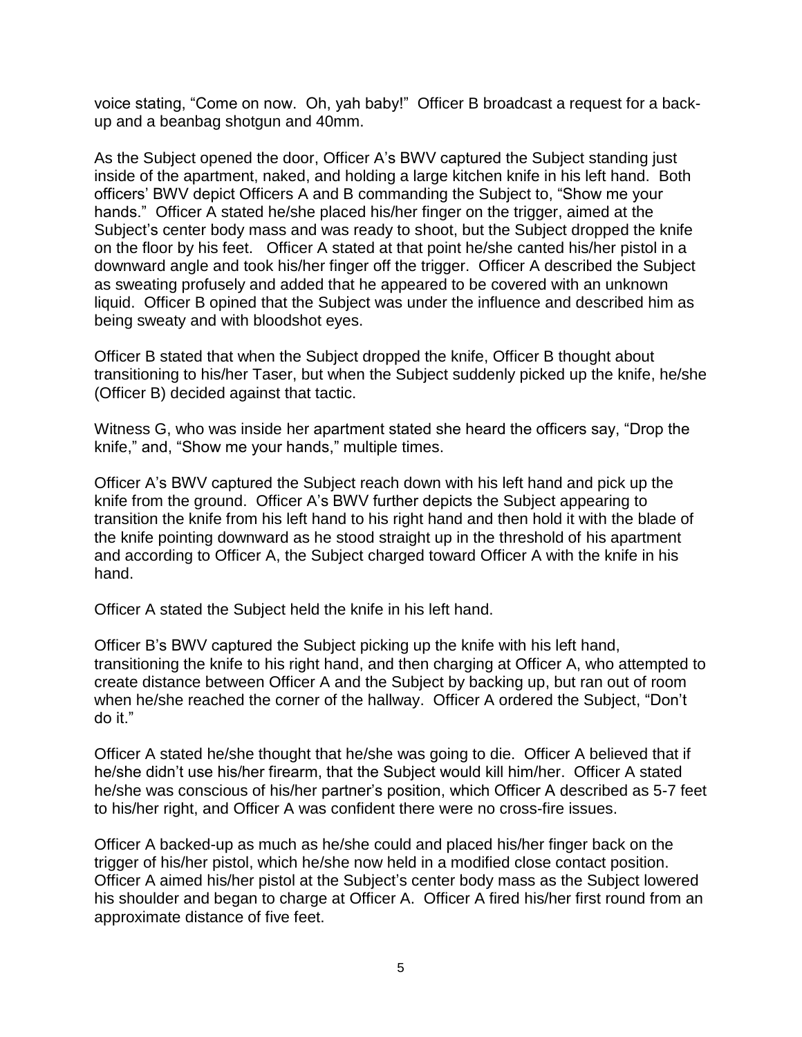voice stating, "Come on now. Oh, yah baby!" Officer B broadcast a request for a back-up and a beanbag shotgun and 40mm.

As the Subject opened the door, Officer A's BWV captured the Subject standing just inside of the apartment, naked, and holding a large kitchen knife in his left hand. Both officers' BWV depict Officers A and B commanding the Subject to, "Show me your hands." Officer A stated he/she placed his/her finger on the trigger, aimed at the Subject's center body mass and was ready to shoot, but the Subject dropped the knife on the floor by his feet. Officer A stated at that point he/she canted his/her pistol in a downward angle and took his/her finger off the trigger. Officer A described the Subject as sweating profusely and added that he appeared to be covered with an unknown liquid. Officer B opined that the Subject was under the influence and described him as being sweaty and with bloodshot eyes.

Officer B stated that when the Subject dropped the knife, Officer B thought about transitioning to his/her Taser, but when the Subject suddenly picked up the knife, he/she (Officer B) decided against that tactic.

Witness G, who was inside her apartment stated she heard the officers say, "Drop the knife," and, "Show me your hands," multiple times.

Officer A's BWV captured the Subject reach down with his left hand and pick up the knife from the ground. Officer A's BWV further depicts the Subject appearing to transition the knife from his left hand to his right hand and then hold it with the blade of the knife pointing downward as he stood straight up in the threshold of his apartment and according to Officer A, the Subject charged toward Officer A with the knife in his hand.

Officer A stated the Subject held the knife in his left hand.

Officer B's BWV captured the Subject picking up the knife with his left hand, transitioning the knife to his right hand, and then charging at Officer A, who attempted to create distance between Officer A and the Subject by backing up, but ran out of room when he/she reached the corner of the hallway. Officer A ordered the Subject, "Don't do it."

Officer A stated he/she thought that he/she was going to die. Officer A believed that if he/she didn't use his/her firearm, that the Subject would kill him/her. Officer A stated he/she was conscious of his/her partner's position, which Officer A described as 5-7 feet to his/her right, and Officer A was confident there were no cross-fire issues.

Officer A backed-up as much as he/she could and placed his/her finger back on the trigger of his/her pistol, which he/she now held in a modified close contact position. Officer A aimed his/her pistol at the Subject's center body mass as the Subject lowered his shoulder and began to charge at Officer A. Officer A fired his/her first round from an approximate distance of five feet.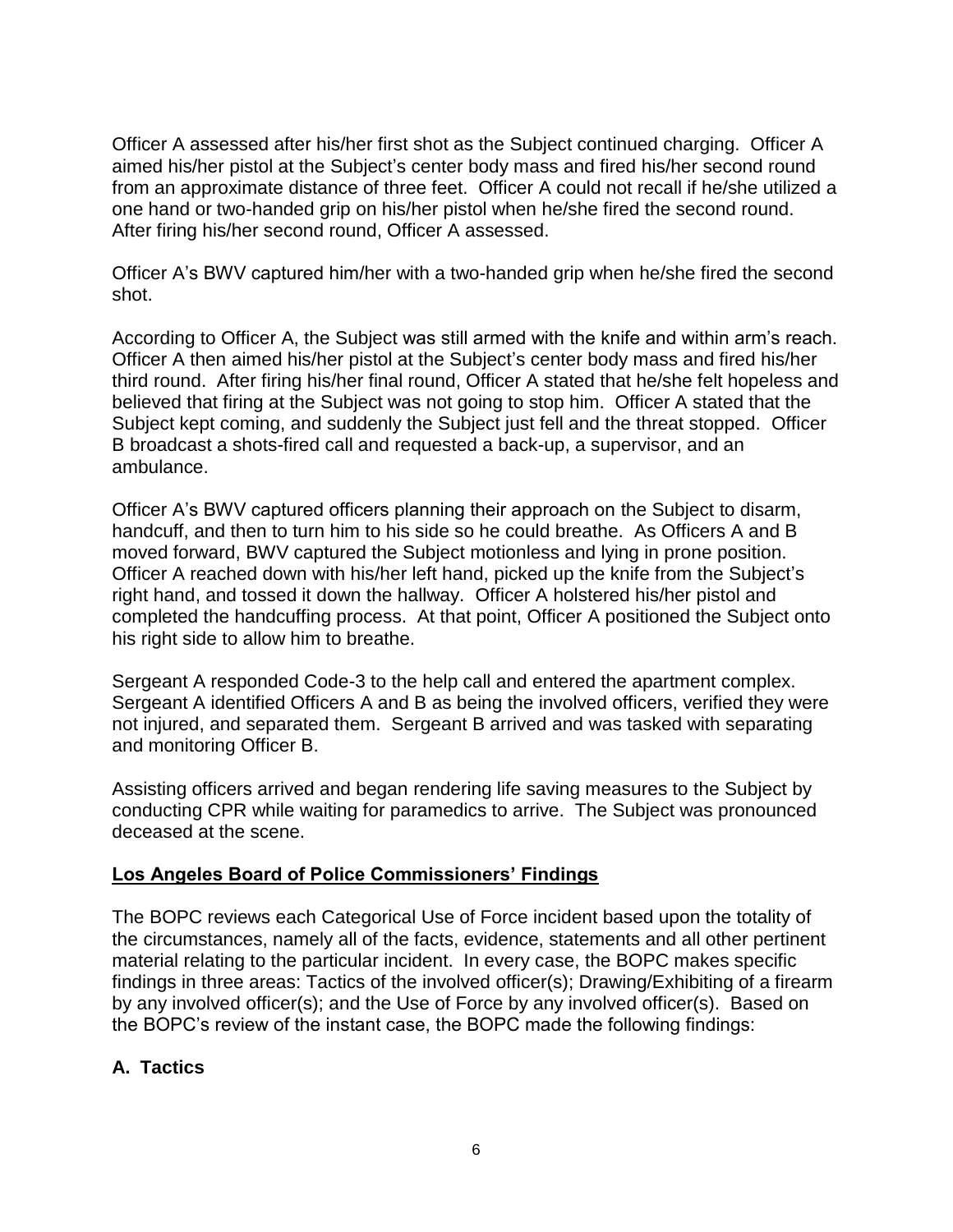Officer A assessed after his/her first shot as the Subject continued charging. Officer A aimed his/her pistol at the Subject's center body mass and fired his/her second round from an approximate distance of three feet. Officer A could not recall if he/she utilized a one hand or two-handed grip on his/her pistol when he/she fired the second round. After firing his/her second round, Officer A assessed.

Officer A's BWV captured him/her with a two-handed grip when he/she fired the second shot.

According to Officer A, the Subject was still armed with the knife and within arm's reach. Officer A then aimed his/her pistol at the Subject's center body mass and fired his/her third round. After firing his/her final round, Officer A stated that he/she felt hopeless and believed that firing at the Subject was not going to stop him. Officer A stated that the Subject kept coming, and suddenly the Subject just fell and the threat stopped. Officer B broadcast a shots-fired call and requested a back-up, a supervisor, and an ambulance.

Officer A's BWV captured officers planning their approach on the Subject to disarm, handcuff, and then to turn him to his side so he could breathe. As Officers A and B moved forward, BWV captured the Subject motionless and lying in prone position. Officer A reached down with his/her left hand, picked up the knife from the Subject's right hand, and tossed it down the hallway. Officer A holstered his/her pistol and completed the handcuffing process. At that point, Officer A positioned the Subject onto his right side to allow him to breathe.

Sergeant A responded Code-3 to the help call and entered the apartment complex. Sergeant A identified Officers A and B as being the involved officers, verified they were not injured, and separated them. Sergeant B arrived and was tasked with separating and monitoring Officer B.

Assisting officers arrived and began rendering life saving measures to the Subject by conducting CPR while waiting for paramedics to arrive. The Subject was pronounced deceased at the scene.

## Los Angeles Board of Police Commissioners' Findings

The BOPC reviews each Categorical Use of Force incident based upon the totality of the circumstances, namely all of the facts, evidence, statements and all other pertinent material relating to the particular incident. In every case, the BOPC makes specific findings in three areas: Tactics of the involved officer(s); Drawing/Exhibiting of a firearm by any involved officer(s); and the Use of Force by any involved officer(s). Based on the BOPC's review of the instant case, the BOPC made the following findings:

### A. Tactics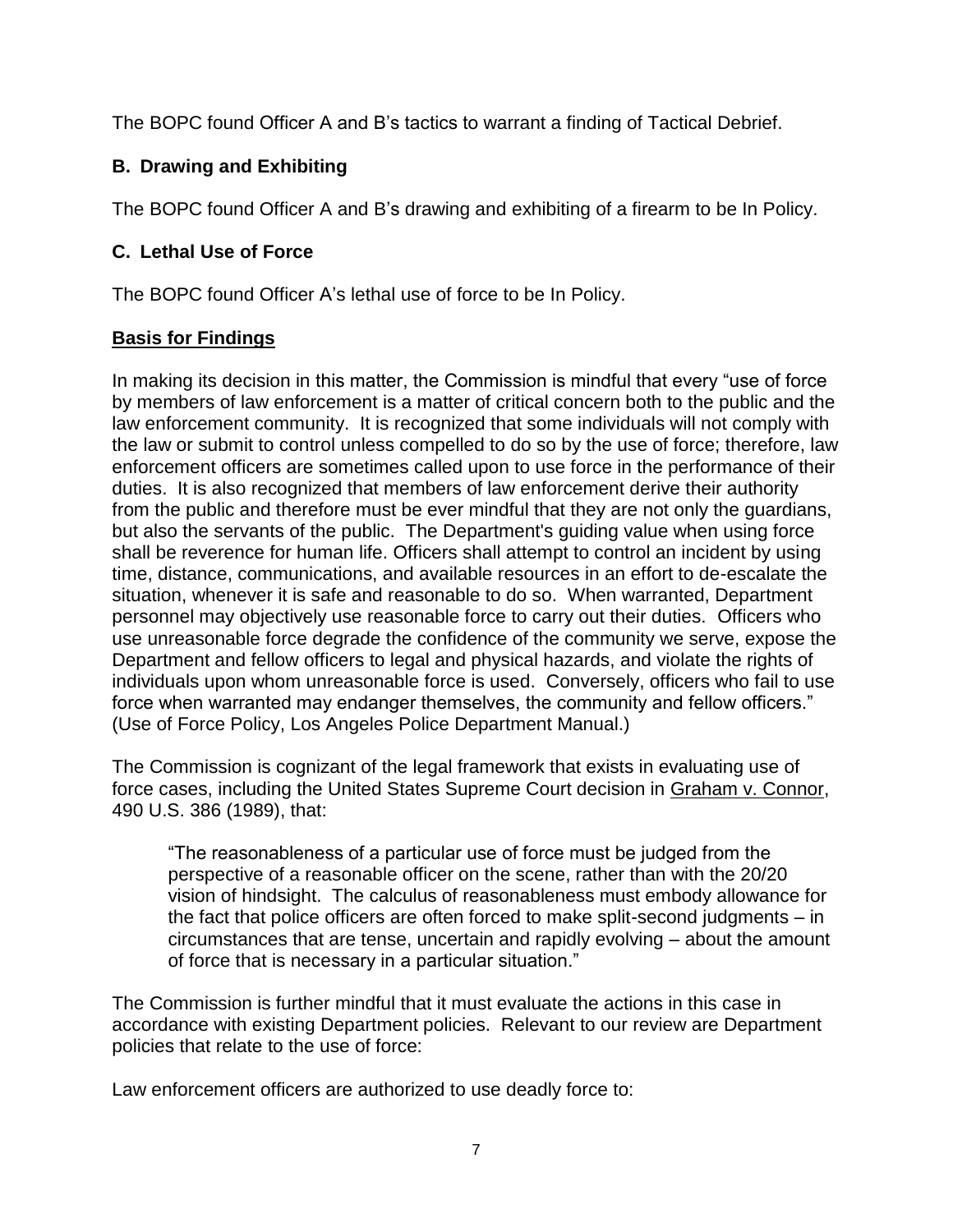The BOPC found Officer A and B's tactics to warrant a finding of Tactical Debrief.

### B. Drawing and Exhibiting

The BOPC found Officer A and B's drawing and exhibiting of a firearm to be In Policy.

### C. Lethal Use of Force

The BOPC found Officer A's lethal use of force to be In Policy.

## **Basis for Findings**

In making its decision in this matter, the Commission is mindful that every "use of force by members of law enforcement is a matter of critical concern both to the public and the law enforcement community. It is recognized that some individuals will not comply with the law or submit to control unless compelled to do so by the use of force; therefore, law enforcement officers are sometimes called upon to use force in the performance of their duties. It is also recognized that members of law enforcement derive their authority from the public and therefore must be ever mindful that they are not only the guardians, but also the servants of the public. The Department's guiding value when using force shall be reverence for human life. Officers shall attempt to control an incident by using time, distance, communications, and available resources in an effort to de-escalate the situation, whenever it is safe and reasonable to do so. When warranted, Department personnel may objectively use reasonable force to carry out their duties. Officers who use unreasonable force degrade the confidence of the community we serve, expose the Department and fellow officers to legal and physical hazards, and violate the rights of individuals upon whom unreasonable force is used. Conversely, officers who fail to use force when warranted may endanger themselves, the community and fellow officers." (Use of Force Policy, Los Angeles Police Department Manual.)

The Commission is cognizant of the legal framework that exists in evaluating use of force cases, including the United States Supreme Court decision in Graham v. Connor, 490 U.S. 386 (1989), that:

> "The reasonableness of a particular use of force must be judged from the perspective of a reasonable officer on the scene, rather than with the 20/20 vision of hindsight. The calculus of reasonableness must embody allowance for the fact that police officers are often forced to make split-second judgments – in circumstances that are tense, uncertain and rapidly evolving – about the amount of force that is necessary in a particular situation."

The Commission is further mindful that it must evaluate the actions in this case in accordance with existing Department policies. Relevant to our review are Department policies that relate to the use of force:

Law enforcement officers are authorized to use deadly force to: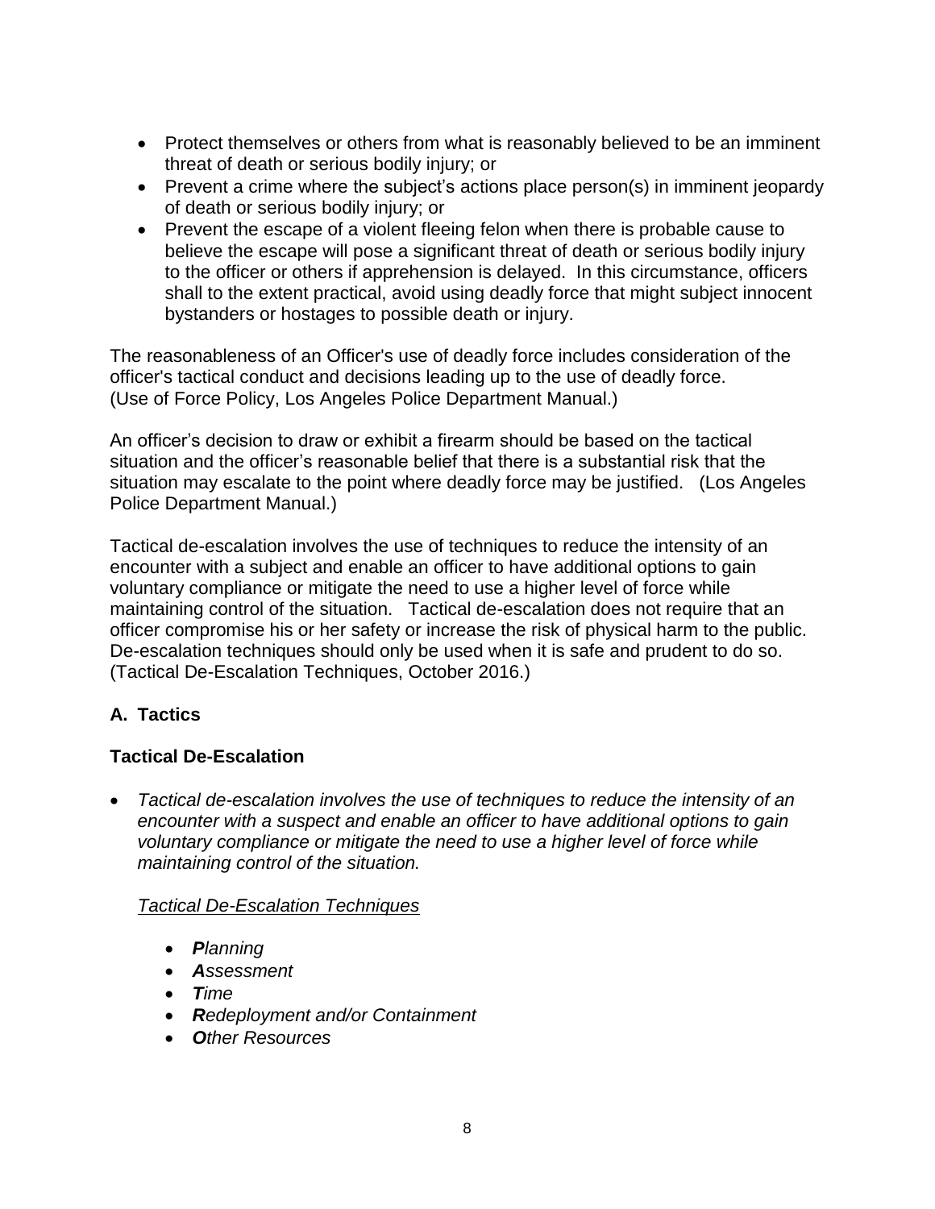- Protect themselves or others from what is reasonably believed to be an imminent threat of death or serious bodily injury; or
- Prevent a crime where the subject's actions place person(s) in imminent jeopardy of death or serious bodily injury; or
- Prevent the escape of a violent fleeing felon when there is probable cause to believe the escape will pose a significant threat of death or serious bodily injury to the officer or others if apprehension is delayed. In this circumstance, officers shall to the extent practical, avoid using deadly force that might subject innocent bystanders or hostages to possible death or injury.

The reasonableness of an Officer's use of deadly force includes consideration of the officer's tactical conduct and decisions leading up to the use of deadly force. (Use of Force Policy, Los Angeles Police Department Manual.)

An officer's decision to draw or exhibit a firearm should be based on the tactical situation and the officer's reasonable belief that there is a substantial risk that the situation may escalate to the point where deadly force may be justified. (Los Angeles Police Department Manual.)

Tactical de-escalation involves the use of techniques to reduce the intensity of an encounter with a subject and enable an officer to have additional options to gain voluntary compliance or mitigate the need to use a higher level of force while maintaining control of the situation. Tactical de-escalation does not require that an officer compromise his or her safety or increase the risk of physical harm to the public. De-escalation techniques should only be used when it is safe and prudent to do so. (Tactical De-Escalation Techniques, October 2016.)

## A. Tactics

### Tactical De-Escalation

- *Tactical de-escalation involves the use of techniques to reduce the intensity of an encounter with a suspect and enable an officer to have additional options to gain voluntary compliance or mitigate the need to use a higher level of force while maintaining control of the situation.*

  *<u>Tactical De-Escalation Techniques</u>*

  - ***P****lanning*
  - ***A****ssessment*
  - ***T****ime*
  - ***R****edeployment and/or Containment*
  - ***O****ther Resources*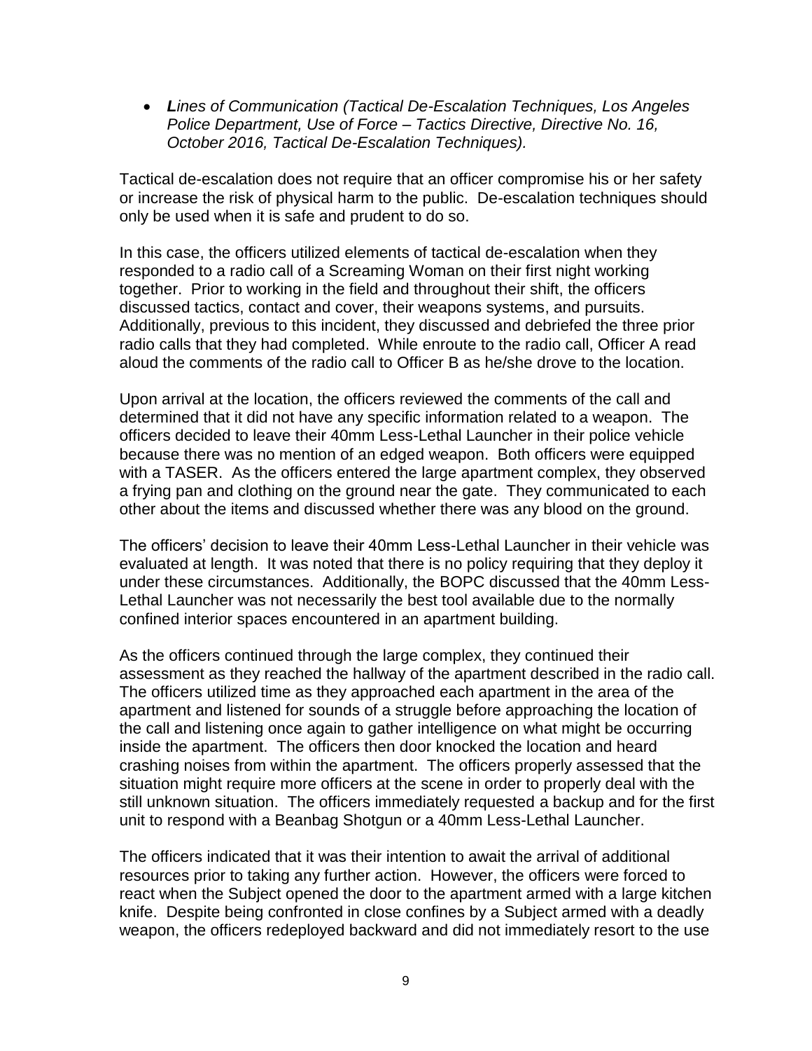- ***L**ines of Communication (Tactical De-Escalation Techniques, Los Angeles Police Department, Use of Force – Tactics Directive, Directive No. 16, October 2016, Tactical De-Escalation Techniques).*

Tactical de-escalation does not require that an officer compromise his or her safety or increase the risk of physical harm to the public. De-escalation techniques should only be used when it is safe and prudent to do so.

In this case, the officers utilized elements of tactical de-escalation when they responded to a radio call of a Screaming Woman on their first night working together. Prior to working in the field and throughout their shift, the officers discussed tactics, contact and cover, their weapons systems, and pursuits. Additionally, previous to this incident, they discussed and debriefed the three prior radio calls that they had completed. While enroute to the radio call, Officer A read aloud the comments of the radio call to Officer B as he/she drove to the location.

Upon arrival at the location, the officers reviewed the comments of the call and determined that it did not have any specific information related to a weapon. The officers decided to leave their 40mm Less-Lethal Launcher in their police vehicle because there was no mention of an edged weapon. Both officers were equipped with a TASER. As the officers entered the large apartment complex, they observed a frying pan and clothing on the ground near the gate. They communicated to each other about the items and discussed whether there was any blood on the ground.

The officers' decision to leave their 40mm Less-Lethal Launcher in their vehicle was evaluated at length. It was noted that there is no policy requiring that they deploy it under these circumstances. Additionally, the BOPC discussed that the 40mm Less-Lethal Launcher was not necessarily the best tool available due to the normally confined interior spaces encountered in an apartment building.

As the officers continued through the large complex, they continued their assessment as they reached the hallway of the apartment described in the radio call. The officers utilized time as they approached each apartment in the area of the apartment and listened for sounds of a struggle before approaching the location of the call and listening once again to gather intelligence on what might be occurring inside the apartment. The officers then door knocked the location and heard crashing noises from within the apartment. The officers properly assessed that the situation might require more officers at the scene in order to properly deal with the still unknown situation. The officers immediately requested a backup and for the first unit to respond with a Beanbag Shotgun or a 40mm Less-Lethal Launcher.

The officers indicated that it was their intention to await the arrival of additional resources prior to taking any further action. However, the officers were forced to react when the Subject opened the door to the apartment armed with a large kitchen knife. Despite being confronted in close confines by a Subject armed with a deadly weapon, the officers redeployed backward and did not immediately resort to the use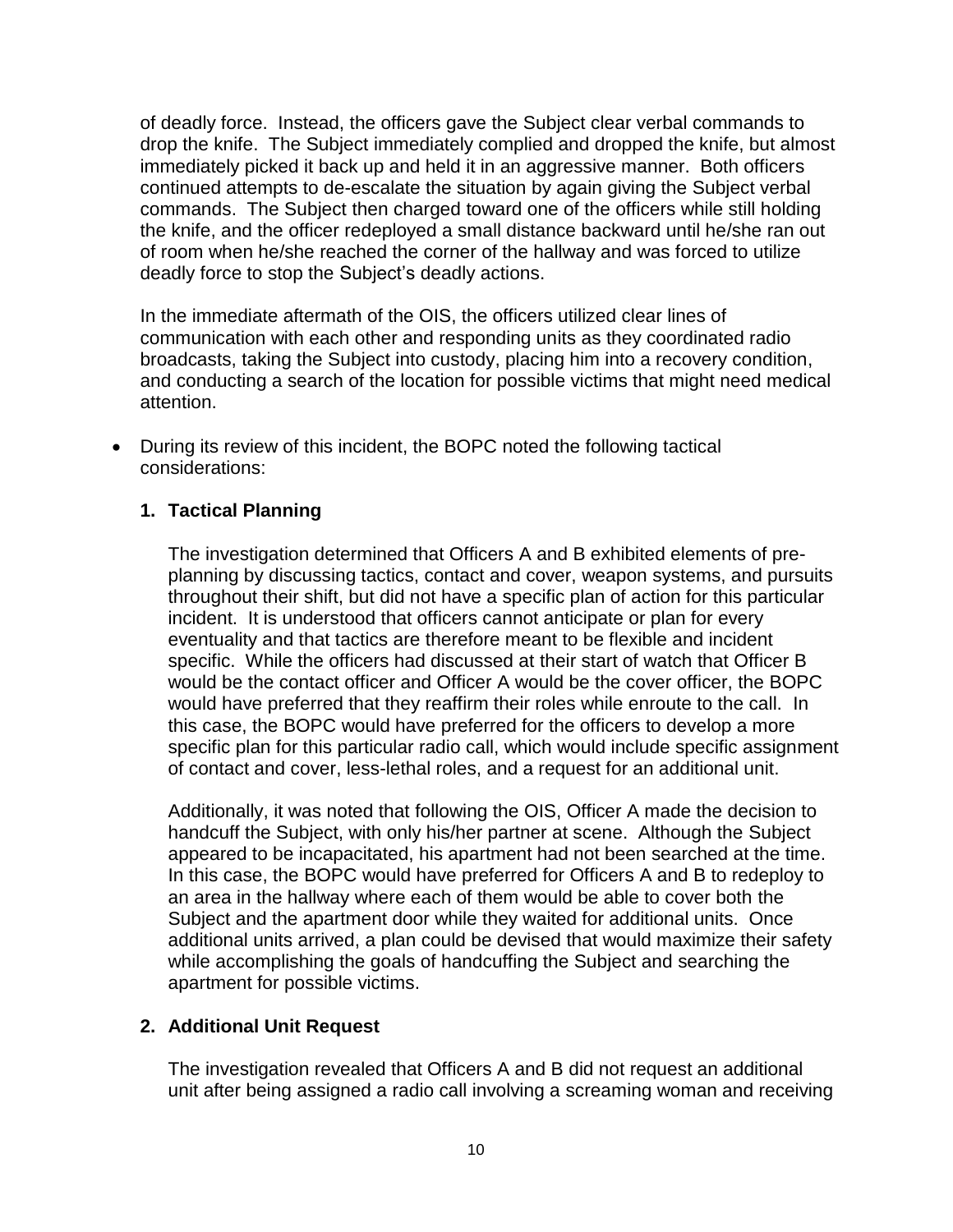of deadly force. Instead, the officers gave the Subject clear verbal commands to drop the knife. The Subject immediately complied and dropped the knife, but almost immediately picked it back up and held it in an aggressive manner. Both officers continued attempts to de-escalate the situation by again giving the Subject verbal commands. The Subject then charged toward one of the officers while still holding the knife, and the officer redeployed a small distance backward until he/she ran out of room when he/she reached the corner of the hallway and was forced to utilize deadly force to stop the Subject's deadly actions.

In the immediate aftermath of the OIS, the officers utilized clear lines of communication with each other and responding units as they coordinated radio broadcasts, taking the Subject into custody, placing him into a recovery condition, and conducting a search of the location for possible victims that might need medical attention.

- During its review of this incident, the BOPC noted the following tactical considerations:

  **1. Tactical Planning**

  The investigation determined that Officers A and B exhibited elements of pre-planning by discussing tactics, contact and cover, weapon systems, and pursuits throughout their shift, but did not have a specific plan of action for this particular incident. It is understood that officers cannot anticipate or plan for every eventuality and that tactics are therefore meant to be flexible and incident specific. While the officers had discussed at their start of watch that Officer B would be the contact officer and Officer A would be the cover officer, the BOPC would have preferred that they reaffirm their roles while enroute to the call. In this case, the BOPC would have preferred for the officers to develop a more specific plan for this particular radio call, which would include specific assignment of contact and cover, less-lethal roles, and a request for an additional unit.

  Additionally, it was noted that following the OIS, Officer A made the decision to handcuff the Subject, with only his/her partner at scene. Although the Subject appeared to be incapacitated, his apartment had not been searched at the time. In this case, the BOPC would have preferred for Officers A and B to redeploy to an area in the hallway where each of them would be able to cover both the Subject and the apartment door while they waited for additional units. Once additional units arrived, a plan could be devised that would maximize their safety while accomplishing the goals of handcuffing the Subject and searching the apartment for possible victims.

  **2. Additional Unit Request**

  The investigation revealed that Officers A and B did not request an additional unit after being assigned a radio call involving a screaming woman and receiving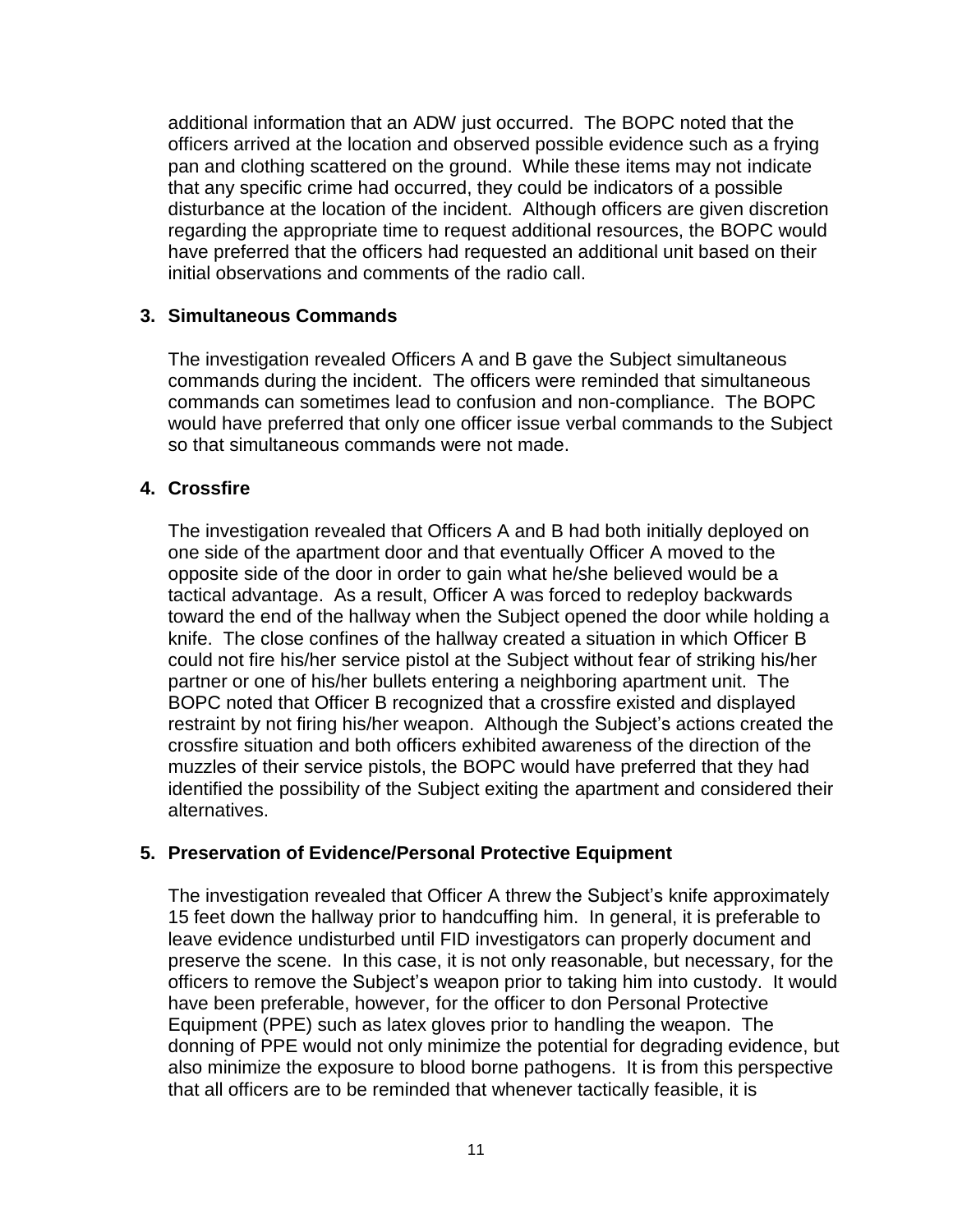additional information that an ADW just occurred. The BOPC noted that the officers arrived at the location and observed possible evidence such as a frying pan and clothing scattered on the ground. While these items may not indicate that any specific crime had occurred, they could be indicators of a possible disturbance at the location of the incident. Although officers are given discretion regarding the appropriate time to request additional resources, the BOPC would have preferred that the officers had requested an additional unit based on their initial observations and comments of the radio call.

**3. Simultaneous Commands**

The investigation revealed Officers A and B gave the Subject simultaneous commands during the incident. The officers were reminded that simultaneous commands can sometimes lead to confusion and non-compliance. The BOPC would have preferred that only one officer issue verbal commands to the Subject so that simultaneous commands were not made.

**4. Crossfire**

The investigation revealed that Officers A and B had both initially deployed on one side of the apartment door and that eventually Officer A moved to the opposite side of the door in order to gain what he/she believed would be a tactical advantage. As a result, Officer A was forced to redeploy backwards toward the end of the hallway when the Subject opened the door while holding a knife. The close confines of the hallway created a situation in which Officer B could not fire his/her service pistol at the Subject without fear of striking his/her partner or one of his/her bullets entering a neighboring apartment unit. The BOPC noted that Officer B recognized that a crossfire existed and displayed restraint by not firing his/her weapon. Although the Subject's actions created the crossfire situation and both officers exhibited awareness of the direction of the muzzles of their service pistols, the BOPC would have preferred that they had identified the possibility of the Subject exiting the apartment and considered their alternatives.

**5. Preservation of Evidence/Personal Protective Equipment**

The investigation revealed that Officer A threw the Subject's knife approximately 15 feet down the hallway prior to handcuffing him. In general, it is preferable to leave evidence undisturbed until FID investigators can properly document and preserve the scene. In this case, it is not only reasonable, but necessary, for the officers to remove the Subject's weapon prior to taking him into custody. It would have been preferable, however, for the officer to don Personal Protective Equipment (PPE) such as latex gloves prior to handling the weapon. The donning of PPE would not only minimize the potential for degrading evidence, but also minimize the exposure to blood borne pathogens. It is from this perspective that all officers are to be reminded that whenever tactically feasible, it is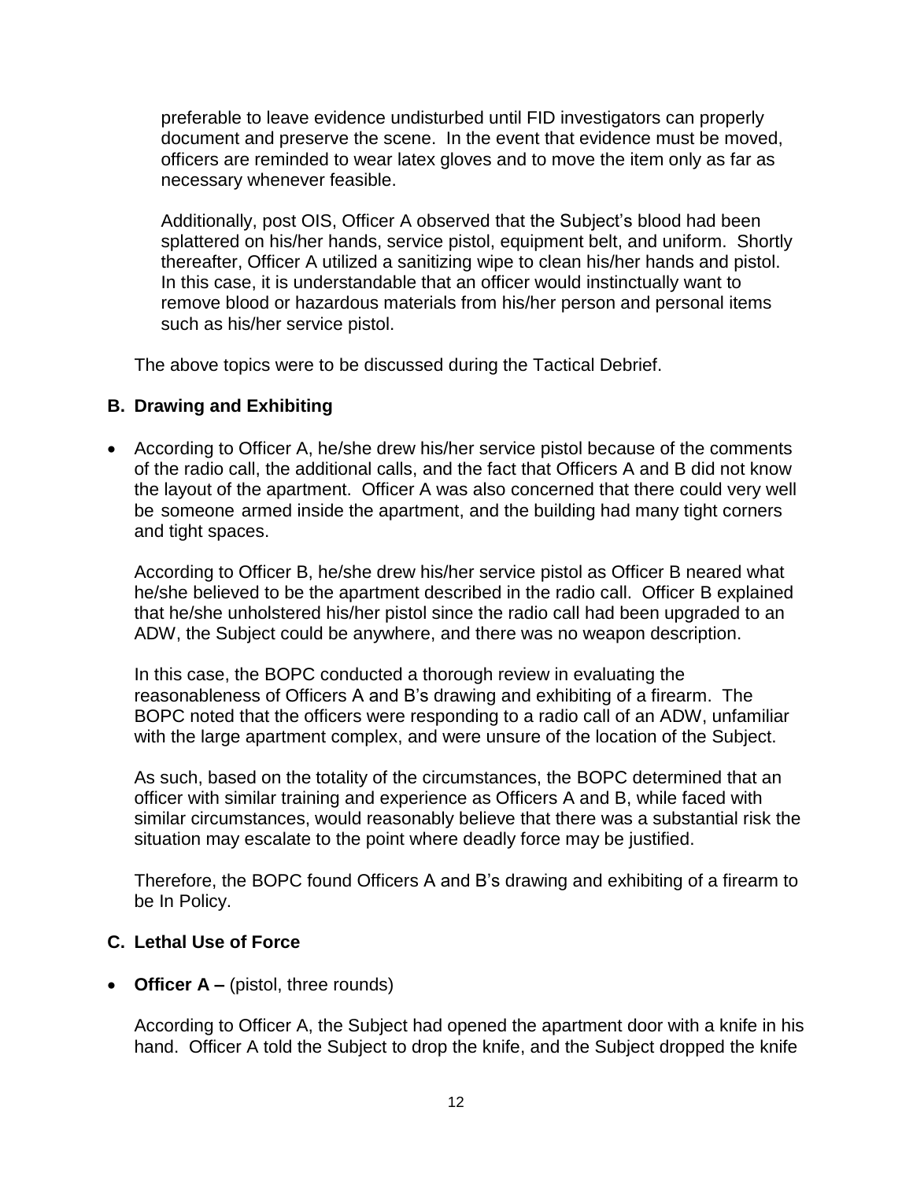preferable to leave evidence undisturbed until FID investigators can properly document and preserve the scene. In the event that evidence must be moved, officers are reminded to wear latex gloves and to move the item only as far as necessary whenever feasible.

Additionally, post OIS, Officer A observed that the Subject's blood had been splattered on his/her hands, service pistol, equipment belt, and uniform. Shortly thereafter, Officer A utilized a sanitizing wipe to clean his/her hands and pistol. In this case, it is understandable that an officer would instinctually want to remove blood or hazardous materials from his/her person and personal items such as his/her service pistol.

The above topics were to be discussed during the Tactical Debrief.

### B. Drawing and Exhibiting

- According to Officer A, he/she drew his/her service pistol because of the comments of the radio call, the additional calls, and the fact that Officers A and B did not know the layout of the apartment. Officer A was also concerned that there could very well be someone armed inside the apartment, and the building had many tight corners and tight spaces.

  According to Officer B, he/she drew his/her service pistol as Officer B neared what he/she believed to be the apartment described in the radio call. Officer B explained that he/she unholstered his/her pistol since the radio call had been upgraded to an ADW, the Subject could be anywhere, and there was no weapon description.

  In this case, the BOPC conducted a thorough review in evaluating the reasonableness of Officers A and B's drawing and exhibiting of a firearm. The BOPC noted that the officers were responding to a radio call of an ADW, unfamiliar with the large apartment complex, and were unsure of the location of the Subject.

  As such, based on the totality of the circumstances, the BOPC determined that an officer with similar training and experience as Officers A and B, while faced with similar circumstances, would reasonably believe that there was a substantial risk the situation may escalate to the point where deadly force may be justified.

  Therefore, the BOPC found Officers A and B's drawing and exhibiting of a firearm to be In Policy.

### C. Lethal Use of Force

- **Officer A –** (pistol, three rounds)

  According to Officer A, the Subject had opened the apartment door with a knife in his hand. Officer A told the Subject to drop the knife, and the Subject dropped the knife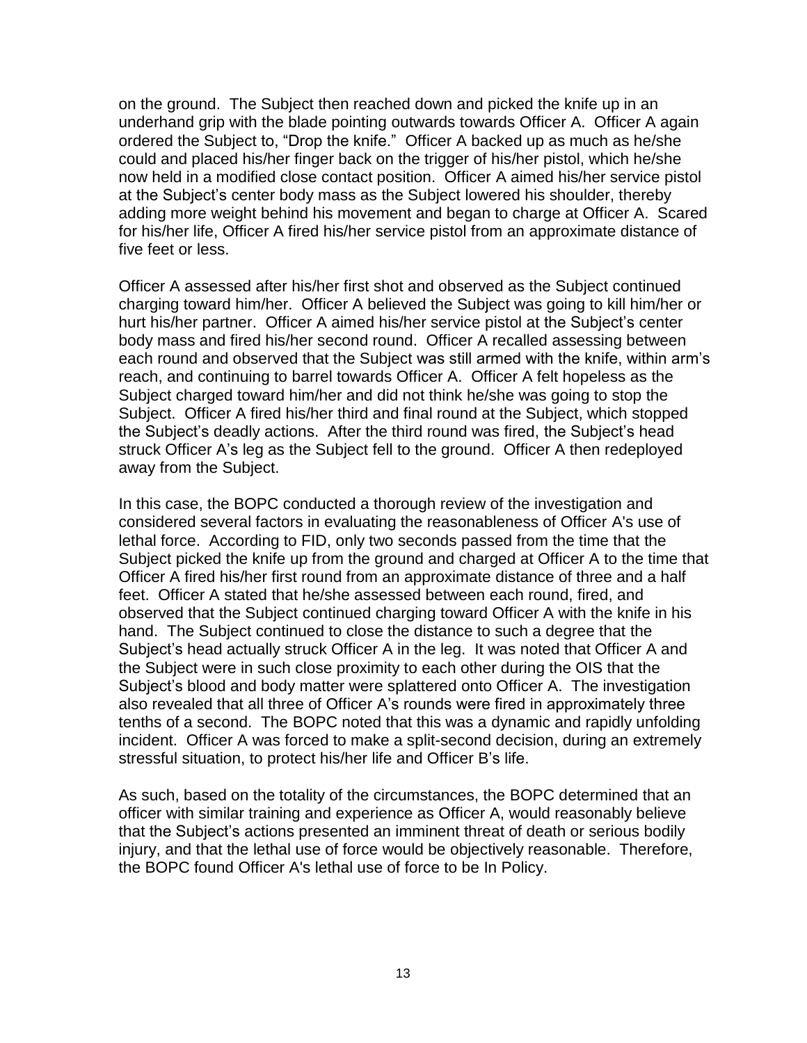on the ground. The Subject then reached down and picked the knife up in an underhand grip with the blade pointing outwards towards Officer A. Officer A again ordered the Subject to, "Drop the knife." Officer A backed up as much as he/she could and placed his/her finger back on the trigger of his/her pistol, which he/she now held in a modified close contact position. Officer A aimed his/her service pistol at the Subject's center body mass as the Subject lowered his shoulder, thereby adding more weight behind his movement and began to charge at Officer A. Scared for his/her life, Officer A fired his/her service pistol from an approximate distance of five feet or less.

Officer A assessed after his/her first shot and observed as the Subject continued charging toward him/her. Officer A believed the Subject was going to kill him/her or hurt his/her partner. Officer A aimed his/her service pistol at the Subject's center body mass and fired his/her second round. Officer A recalled assessing between each round and observed that the Subject was still armed with the knife, within arm's reach, and continuing to barrel towards Officer A. Officer A felt hopeless as the Subject charged toward him/her and did not think he/she was going to stop the Subject. Officer A fired his/her third and final round at the Subject, which stopped the Subject's deadly actions. After the third round was fired, the Subject's head struck Officer A's leg as the Subject fell to the ground. Officer A then redeployed away from the Subject.

In this case, the BOPC conducted a thorough review of the investigation and considered several factors in evaluating the reasonableness of Officer A's use of lethal force. According to FID, only two seconds passed from the time that the Subject picked the knife up from the ground and charged at Officer A to the time that Officer A fired his/her first round from an approximate distance of three and a half feet. Officer A stated that he/she assessed between each round, fired, and observed that the Subject continued charging toward Officer A with the knife in his hand. The Subject continued to close the distance to such a degree that the Subject's head actually struck Officer A in the leg. It was noted that Officer A and the Subject were in such close proximity to each other during the OIS that the Subject's blood and body matter were splattered onto Officer A. The investigation also revealed that all three of Officer A's rounds were fired in approximately three tenths of a second. The BOPC noted that this was a dynamic and rapidly unfolding incident. Officer A was forced to make a split-second decision, during an extremely stressful situation, to protect his/her life and Officer B's life.

As such, based on the totality of the circumstances, the BOPC determined that an officer with similar training and experience as Officer A, would reasonably believe that the Subject's actions presented an imminent threat of death or serious bodily injury, and that the lethal use of force would be objectively reasonable. Therefore, the BOPC found Officer A's lethal use of force to be In Policy.